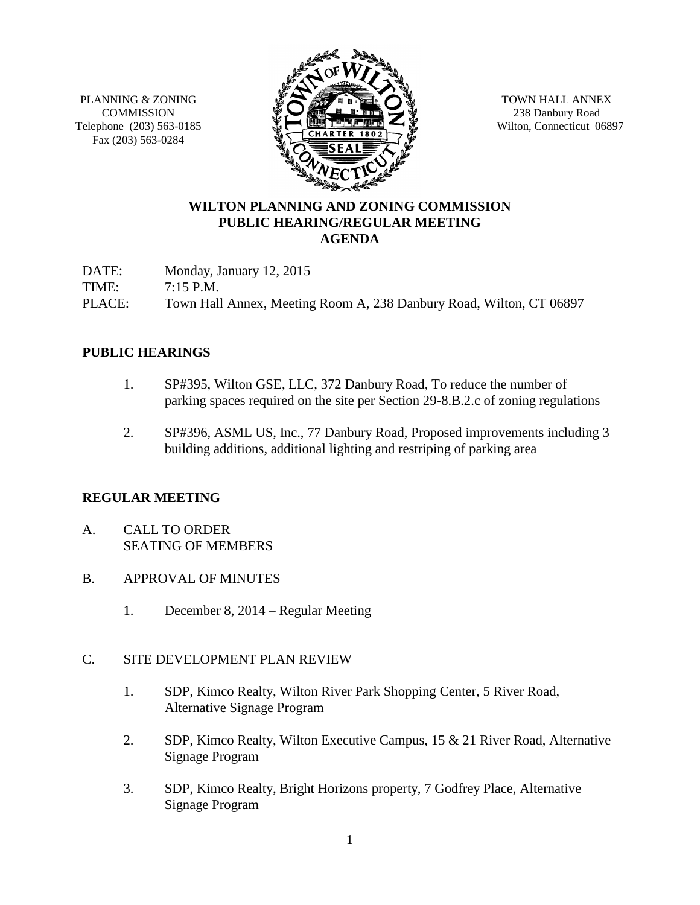PLANNING & ZONING COMMISSION
Telephone (203) 563-0185
Fax (203) 563-0284

TOWN HALL ANNEX
238 Danbury Road
Wilton, Connecticut 06897

# WILTON PLANNING AND ZONING COMMISSION
## PUBLIC HEARING/REGULAR MEETING
## AGENDA

DATE: Monday, January 12, 2015
TIME: 7:15 P.M.
PLACE: Town Hall Annex, Meeting Room A, 238 Danbury Road, Wilton, CT 06897

### PUBLIC HEARINGS

1. SP#395, Wilton GSE, LLC, 372 Danbury Road, To reduce the number of parking spaces required on the site per Section 29-8.B.2.c of zoning regulations

2. SP#396, ASML US, Inc., 77 Danbury Road, Proposed improvements including 3 building additions, additional lighting and restriping of parking area

### REGULAR MEETING

A. CALL TO ORDER
SEATING OF MEMBERS

B. APPROVAL OF MINUTES

1. December 8, 2014 – Regular Meeting

C. SITE DEVELOPMENT PLAN REVIEW

1. SDP, Kimco Realty, Wilton River Park Shopping Center, 5 River Road, Alternative Signage Program

2. SDP, Kimco Realty, Wilton Executive Campus, 15 & 21 River Road, Alternative Signage Program

3. SDP, Kimco Realty, Bright Horizons property, 7 Godfrey Place, Alternative Signage Program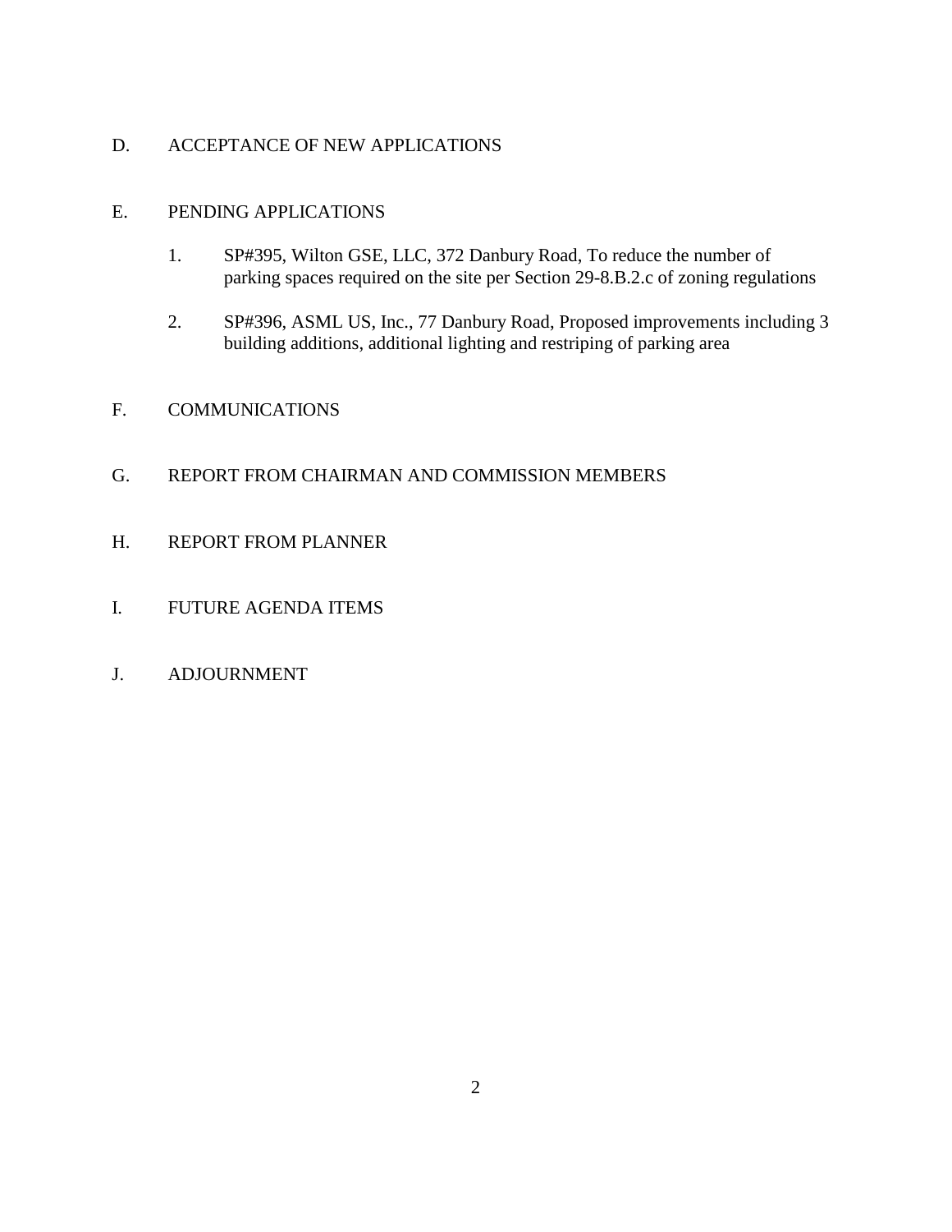D. ACCEPTANCE OF NEW APPLICATIONS

E. PENDING APPLICATIONS

1. SP#395, Wilton GSE, LLC, 372 Danbury Road, To reduce the number of parking spaces required on the site per Section 29-8.B.2.c of zoning regulations

2. SP#396, ASML US, Inc., 77 Danbury Road, Proposed improvements including 3 building additions, additional lighting and restriping of parking area

F. COMMUNICATIONS

G. REPORT FROM CHAIRMAN AND COMMISSION MEMBERS

H. REPORT FROM PLANNER

I. FUTURE AGENDA ITEMS

J. ADJOURNMENT